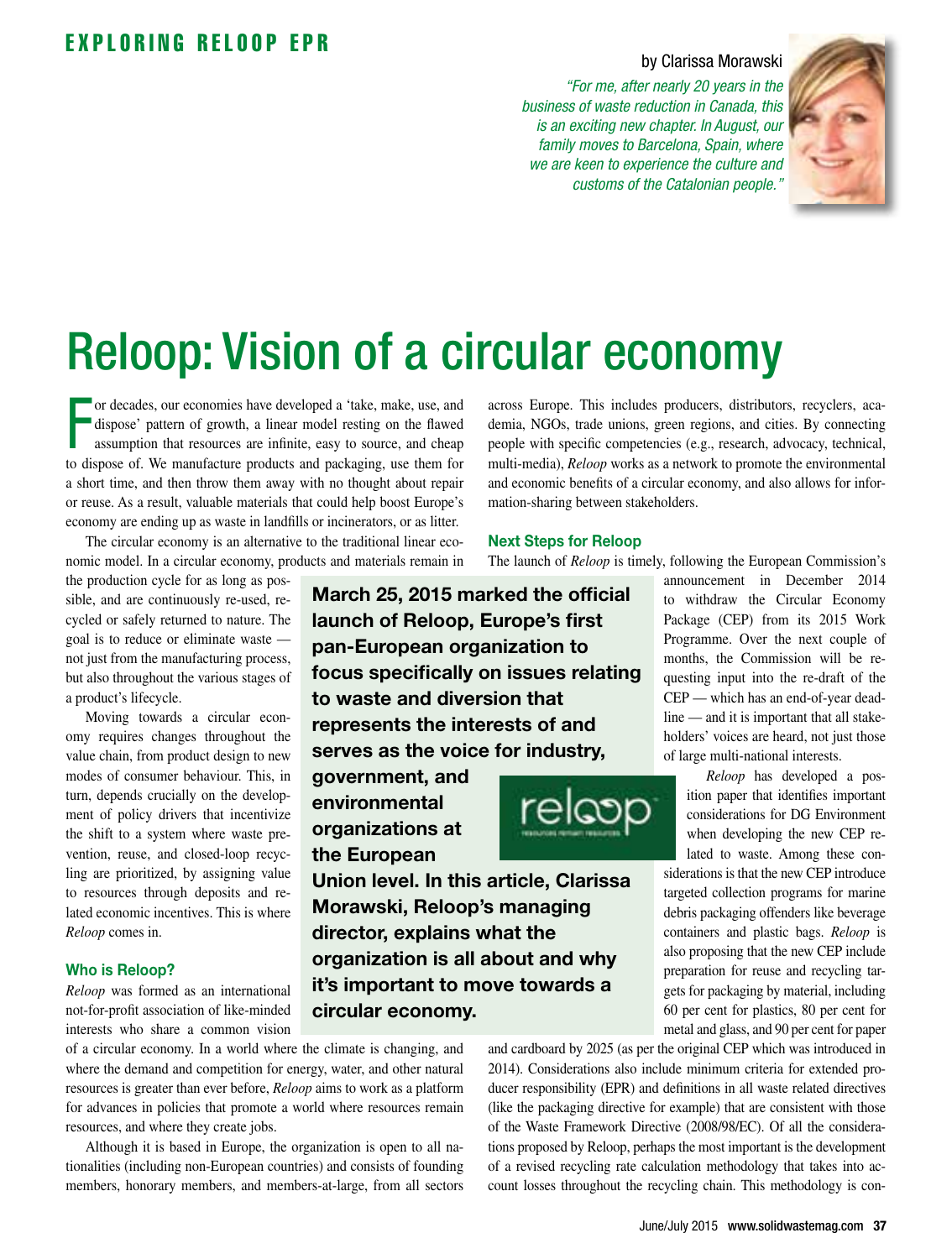EXPLORING RELOOP EPR

by Clarissa Morawski

*"For me, after nearly 20 years in the business of waste reduction in Canada, this is an exciting new chapter. In August, our family moves to Barcelona, Spain, where we are keen to experience the culture and customs of the Catalonian people."*

# Reloop: Vision of a circular economy

**March 25, 2015 marked the official launch of Reloop, Europe's first pan-European organization to focus specifically on issues relating to waste and diversion that represents the interests of and serves as the voice for industry, government, and environmental organizations at the European Union level. In this article, Clarissa Morawski, Reloop's managing director, explains what the organization is all about and why it's important to move towards a circular economy.**

For decades, our economies have developed a 'take, make, use, and dispose' pattern of growth, a linear model resting on the flawed assumption that resources are infinite, easy to source, and cheap to dispose of. We manufacture products and packaging, use them for a short time, and then throw them away with no thought about repair or reuse. As a result, valuable materials that could help boost Europe's economy are ending up as waste in landfills or incinerators, or as litter.

The circular economy is an alternative to the traditional linear economic model. In a circular economy, products and materials remain in the production cycle for as long as possible, and are continuously re-used, recycled or safely returned to nature. The goal is to reduce or eliminate waste — not just from the manufacturing process, but also throughout the various stages of a product's lifecycle.

Moving towards a circular economy requires changes throughout the value chain, from product design to new modes of consumer behaviour. This, in turn, depends crucially on the development of policy drivers that incentivize the shift to a system where waste prevention, reuse, and closed-loop recycling are prioritized, by assigning value to resources through deposits and related economic incentives. This is where *Reloop* comes in.

### Who is Reloop?

*Reloop* was formed as an international not-for-profit association of like-minded interests who share a common vision of a circular economy. In a world where the climate is changing, and where the demand and competition for energy, water, and other natural resources is greater than ever before, *Reloop* aims to work as a platform for advances in policies that promote a world where resources remain resources, and where they create jobs.

Although it is based in Europe, the organization is open to all nationalities (including non-European countries) and consists of founding members, honorary members, and members-at-large, from all sectors across Europe. This includes producers, distributors, recyclers, academia, NGOs, trade unions, green regions, and cities. By connecting people with specific competencies (e.g., research, advocacy, technical, multi-media), *Reloop* works as a network to promote the environmental and economic benefits of a circular economy, and also allows for information-sharing between stakeholders.

### Next Steps for Reloop

The launch of *Reloop* is timely, following the European Commission's announcement in December 2014 to withdraw the Circular Economy Package (CEP) from its 2015 Work Programme. Over the next couple of months, the Commission will be requesting input into the re-draft of the CEP — which has an end-of-year deadline — and it is important that all stakeholders' voices are heard, not just those of large multi-national interests.

*Reloop* has developed a position paper that identifies important considerations for DG Environment when developing the new CEP related to waste. Among these considerations is that the new CEP introduce targeted collection programs for marine debris packaging offenders like beverage containers and plastic bags. *Reloop* is also proposing that the new CEP include preparation for reuse and recycling targets for packaging by material, including 60 per cent for plastics, 80 per cent for metal and glass, and 90 per cent for paper and cardboard by 2025 (as per the original CEP which was introduced in 2014). Considerations also include minimum criteria for extended producer responsibility (EPR) and definitions in all waste related directives (like the packaging directive for example) that are consistent with those of the Waste Framework Directive (2008/98/EC). Of all the considerations proposed by Reloop, perhaps the most important is the development of a revised recycling rate calculation methodology that takes into account losses throughout the recycling chain. This methodology is con-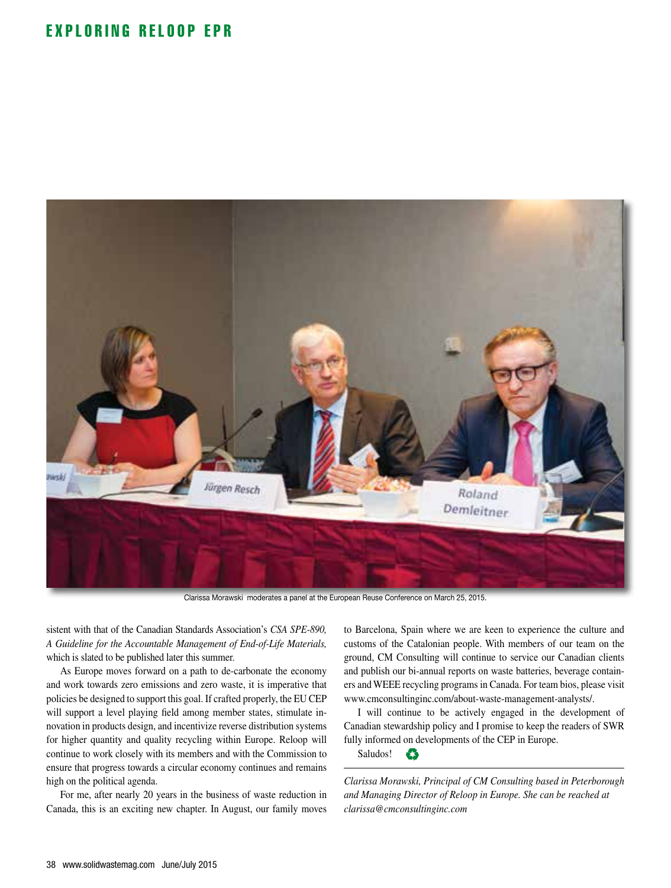Clarissa Morawski moderates a panel at the European Reuse Conference on March 25, 2015.

sistent with that of the Canadian Standards Association's *CSA SPE-890, A Guideline for the Accountable Management of End-of-Life Materials,* which is slated to be published later this summer.

As Europe moves forward on a path to de-carbonate the economy and work towards zero emissions and zero waste, it is imperative that policies be designed to support this goal. If crafted properly, the EU CEP will support a level playing field among member states, stimulate innovation in products design, and incentivize reverse distribution systems for higher quantity and quality recycling within Europe. Reloop will continue to work closely with its members and with the Commission to ensure that progress towards a circular economy continues and remains high on the political agenda.

For me, after nearly 20 years in the business of waste reduction in Canada, this is an exciting new chapter. In August, our family moves to Barcelona, Spain where we are keen to experience the culture and customs of the Catalonian people. With members of our team on the ground, CM Consulting will continue to service our Canadian clients and publish our bi-annual reports on waste batteries, beverage containers and WEEE recycling programs in Canada. For team bios, please visit www.cmconsultinginc.com/about-waste-management-analysts/.

I will continue to be actively engaged in the development of Canadian stewardship policy and I promise to keep the readers of SWR fully informed on developments of the CEP in Europe.

Saludos!

---

*Clarissa Morawski, Principal of CM Consulting based in Peterborough and Managing Director of Reloop in Europe. She can be reached at clarissa@cmconsultinginc.com*